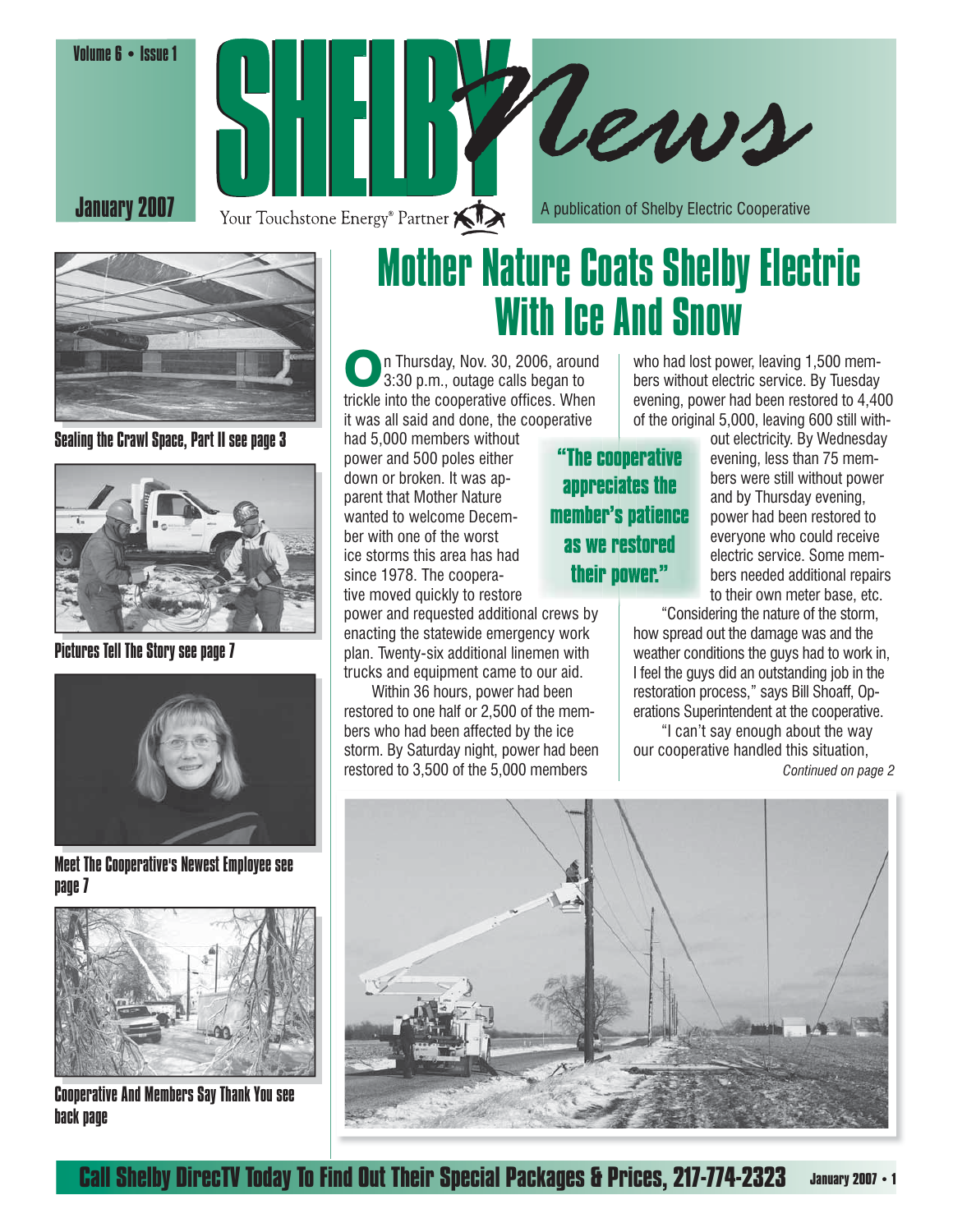# SHELBY News

Volume 6 • Issue 1

January 2007

Your Touchstone Energy® Partner

A publication of Shelby Electric Cooperative

Sealing the Crawl Space, Part II see page 3

Pictures Tell The Story see page 7

Meet The Cooperative's Newest Employee see page 7

Cooperative And Members Say Thank You see back page

# Mother Nature Coats Shelby Electric With Ice And Snow

On Thursday, Nov. 30, 2006, around 3:30 p.m., outage calls began to trickle into the cooperative offices. When it was all said and done, the cooperative had 5,000 members without power and 500 poles either down or broken. It was apparent that Mother Nature wanted to welcome December with one of the worst ice storms this area has had since 1978. The cooperative moved quickly to restore power and requested additional crews by enacting the statewide emergency work plan. Twenty-six additional linemen with trucks and equipment came to our aid.

Within 36 hours, power had been restored to one half or 2,500 of the members who had been affected by the ice storm. By Saturday night, power had been restored to 3,500 of the 5,000 members who had lost power, leaving 1,500 members without electric service. By Tuesday evening, power had been restored to 4,400 of the original 5,000, leaving 600 still without electricity. By Wednesday evening, less than 75 members were still without power and by Thursday evening, power had been restored to everyone who could receive electric service. Some members needed additional repairs to their own meter base, etc.

> **"The cooperative appreciates the member's patience as we restored their power."**

"Considering the nature of the storm, how spread out the damage was and the weather conditions the guys had to work in, I feel the guys did an outstanding job in the restoration process," says Bill Shoaff, Operations Superintendent at the cooperative.

"I can't say enough about the way our cooperative handled this situation,

*Continued on page 2*

**Call Shelby DirecTV Today To Find Out Their Special Packages & Prices, 217-774-2323**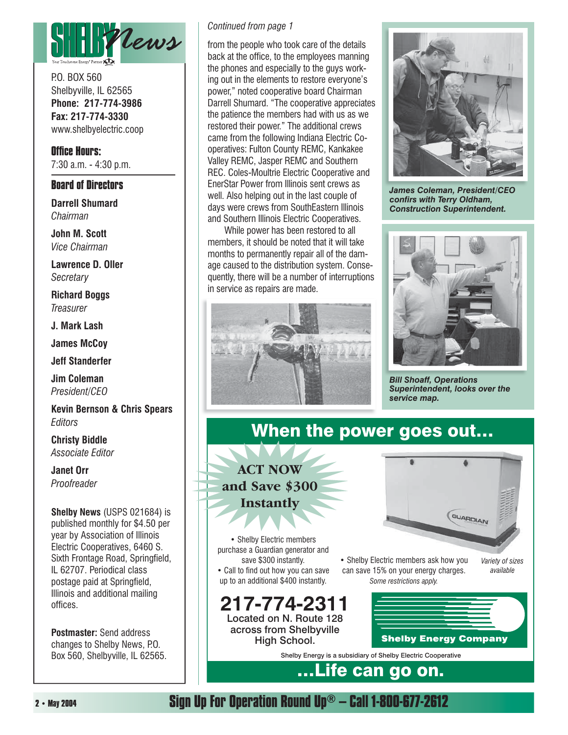# Shelby News

Your Touchstone Energy® Partner

P.O. BOX 560
Shelbyville, IL 62565
**Phone: 217-774-3986**
**Fax: 217-774-3330**
www.shelbyelectric.coop

**Office Hours:**
7:30 a.m. - 4:30 p.m.

**Board of Directors**

**Darrell Shumard**
*Chairman*

**John M. Scott**
*Vice Chairman*

**Lawrence D. Oller**
*Secretary*

**Richard Boggs**
*Treasurer*

**J. Mark Lash**

**James McCoy**

**Jeff Standerfer**

**Jim Coleman**
*President/CEO*

**Kevin Bernson & Chris Spears**
*Editors*

**Christy Biddle**
*Associate Editor*

**Janet Orr**
*Proofreader*

**Shelby News** (USPS 021684) is published monthly for $4.50 per year by Association of Illinois Electric Cooperatives, 6460 S. Sixth Frontage Road, Springfield, IL 62707. Periodical class postage paid at Springfield, Illinois and additional mailing offices.

**Postmaster:** Send address changes to Shelby News, P.O. Box 560, Shelbyville, IL 62565.

*Continued from page 1*

from the people who took care of the details back at the office, to the employees manning the phones and especially to the guys working out in the elements to restore everyone's power," noted cooperative board Chairman Darrell Shumard. "The cooperative appreciates the patience the members had with us as we restored their power." The additional crews came from the following Indiana Electric Cooperatives: Fulton County REMC, Kankakee Valley REMC, Jasper REMC and Southern REC. Coles-Moultrie Electric Cooperative and EnerStar Power from Illinois sent crews as well. Also helping out in the last couple of days were crews from SouthEastern Illinois and Southern Illinois Electric Cooperatives.

While power has been restored to all members, it should be noted that it will take months to permanently repair all of the damage caused to the distribution system. Consequently, there will be a number of interruptions in service as repairs are made.

***James Coleman, President/CEO confirs with Terry Oldham, Construction Superintendent.***

***Bill Shoaff, Operations Superintendent, looks over the service map.***

## When the power goes out...

**ACT NOW and Save $300 Instantly**

- Shelby Electric members purchase a Guardian generator and save $300 instantly.
- Call to find out how you can save up to an additional $400 instantly.
- Shelby Electric members ask how you can save 15% on your energy charges.

*Some restrictions apply.*

*Variety of sizes available*

**217-774-2311**
Located on N. Route 128 across from Shelbyville High School.

**Shelby Energy Company**

Shelby Energy is a subsidiary of Shelby Electric Cooperative

## ...Life can go on.

**Sign Up For Operation Round Up® – Call 1-800-677-2612**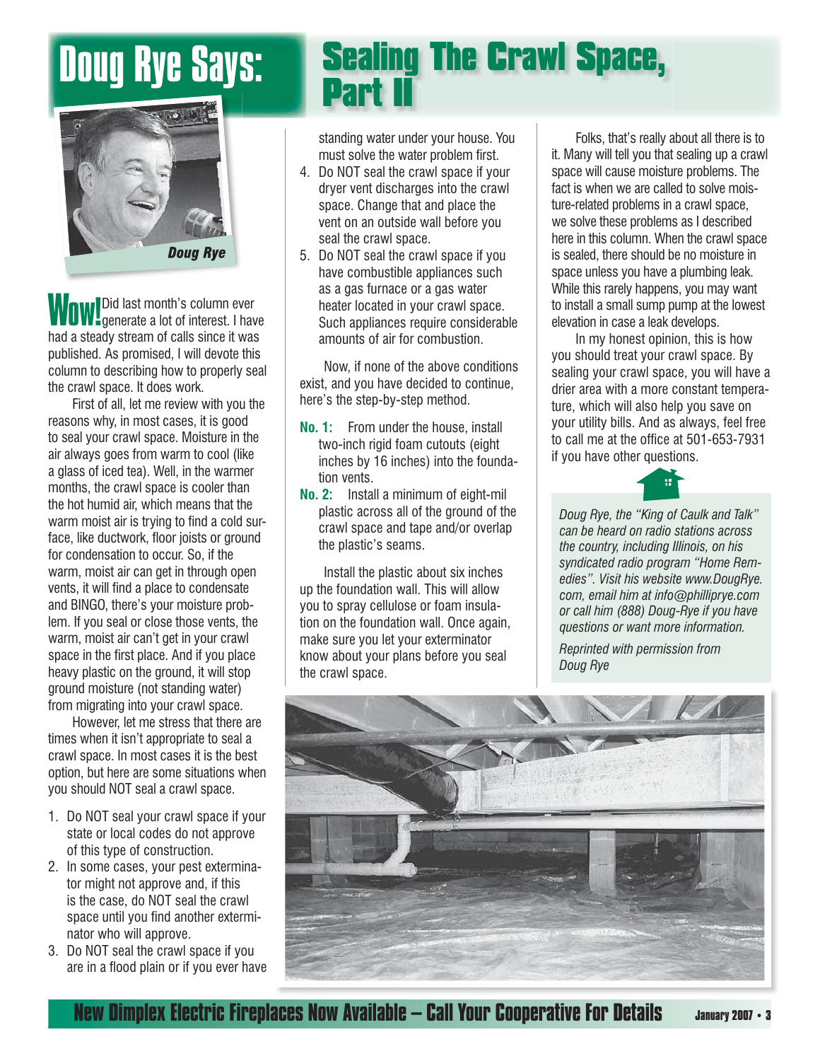# Doug Rye Says: Sealing The Crawl Space, Part II

*Doug Rye*

**Wow!** Did last month's column ever generate a lot of interest. I have had a steady stream of calls since it was published. As promised, I will devote this column to describing how to properly seal the crawl space. It does work.

First of all, let me review with you the reasons why, in most cases, it is good to seal your crawl space. Moisture in the air always goes from warm to cool (like a glass of iced tea). Well, in the warmer months, the crawl space is cooler than the hot humid air, which means that the warm moist air is trying to find a cold surface, like ductwork, floor joists or ground for condensation to occur. So, if the warm, moist air can get in through open vents, it will find a place to condensate and BINGO, there's your moisture problem. If you seal or close those vents, the warm, moist air can't get in your crawl space in the first place. And if you place heavy plastic on the ground, it will stop ground moisture (not standing water) from migrating into your crawl space.

However, let me stress that there are times when it isn't appropriate to seal a crawl space. In most cases it is the best option, but here are some situations when you should NOT seal a crawl space.

1. Do NOT seal your crawl space if your state or local codes do not approve of this type of construction.
2. In some cases, your pest exterminator might not approve and, if this is the case, do NOT seal the crawl space until you find another exterminator who will approve.
3. Do NOT seal the crawl space if you are in a flood plain or if you ever have standing water under your house. You must solve the water problem first.
4. Do NOT seal the crawl space if your dryer vent discharges into the crawl space. Change that and place the vent on an outside wall before you seal the crawl space.
5. Do NOT seal the crawl space if you have combustible appliances such as a gas furnace or a gas water heater located in your crawl space. Such appliances require considerable amounts of air for combustion.

Now, if none of the above conditions exist, and you have decided to continue, here's the step-by-step method.

**No. 1:** From under the house, install two-inch rigid foam cutouts (eight inches by 16 inches) into the foundation vents.

**No. 2:** Install a minimum of eight-mil plastic across all of the ground of the crawl space and tape and/or overlap the plastic's seams.

Install the plastic about six inches up the foundation wall. This will allow you to spray cellulose or foam insulation on the foundation wall. Once again, make sure you let your exterminator know about your plans before you seal the crawl space.

Folks, that's really about all there is to it. Many will tell you that sealing up a crawl space will cause moisture problems. The fact is when we are called to solve moisture-related problems in a crawl space, we solve these problems as I described here in this column. When the crawl space is sealed, there should be no moisture in space unless you have a plumbing leak. While this rarely happens, you may want to install a small sump pump at the lowest elevation in case a leak develops.

In my honest opinion, this is how you should treat your crawl space. By sealing your crawl space, you will have a drier area with a more constant temperature, which will also help you save on your utility bills. And as always, feel free to call me at the office at 501-653-7931 if you have other questions.

*Doug Rye, the "King of Caulk and Talk" can be heard on radio stations across the country, including Illinois, on his syndicated radio program "Home Remedies". Visit his website www.DougRye.com, email him at info@philliprye.com or call him (888) Doug-Rye if you have questions or want more information.*

*Reprinted with permission from Doug Rye*

**New Dimplex Electric Fireplaces Now Available – Call Your Cooperative For Details**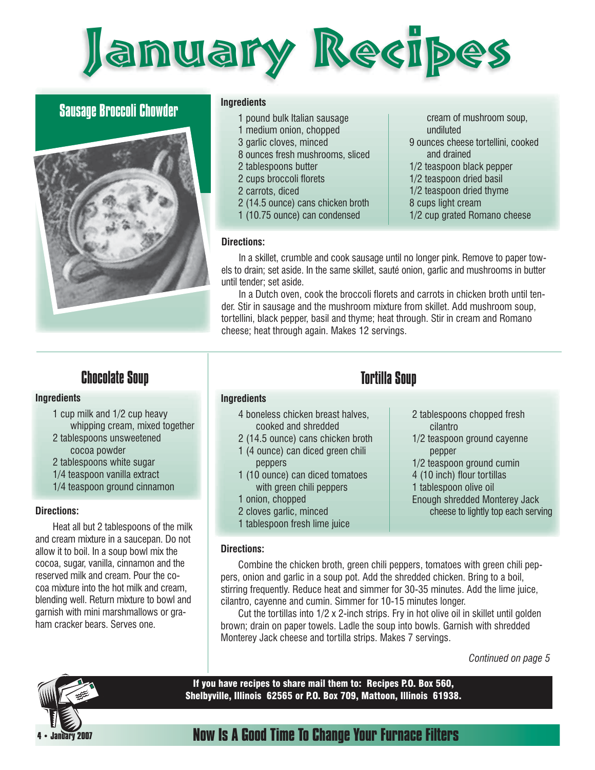# January Recipes

## Sausage Broccoli Chowder

**Ingredients**

- 1 pound bulk Italian sausage
- 1 medium onion, chopped
- 3 garlic cloves, minced
- 8 ounces fresh mushrooms, sliced
- 2 tablespoons butter
- 2 cups broccoli florets
- 2 carrots, diced
- 2 (14.5 ounce) cans chicken broth
- 1 (10.75 ounce) can condensed cream of mushroom soup, undiluted
- 9 ounces cheese tortellini, cooked and drained
- 1/2 teaspoon black pepper
- 1/2 teaspoon dried basil
- 1/2 teaspoon dried thyme
- 8 cups light cream
- 1/2 cup grated Romano cheese

**Directions:**

In a skillet, crumble and cook sausage until no longer pink. Remove to paper towels to drain; set aside. In the same skillet, sauté onion, garlic and mushrooms in butter until tender; set aside.

In a Dutch oven, cook the broccoli florets and carrots in chicken broth until tender. Stir in sausage and the mushroom mixture from skillet. Add mushroom soup, tortellini, black pepper, basil and thyme; heat through. Stir in cream and Romano cheese; heat through again. Makes 12 servings.

## Chocolate Soup

**Ingredients**

- 1 cup milk and 1/2 cup heavy whipping cream, mixed together
- 2 tablespoons unsweetened cocoa powder
- 2 tablespoons white sugar
- 1/4 teaspoon vanilla extract
- 1/4 teaspoon ground cinnamon

**Directions:**

Heat all but 2 tablespoons of the milk and cream mixture in a saucepan. Do not allow it to boil. In a soup bowl mix the cocoa, sugar, vanilla, cinnamon and the reserved milk and cream. Pour the cocoa mixture into the hot milk and cream, blending well. Return mixture to bowl and garnish with mini marshmallows or graham cracker bears. Serves one.

## Tortilla Soup

**Ingredients**

- 4 boneless chicken breast halves, cooked and shredded
- 2 (14.5 ounce) cans chicken broth
- 1 (4 ounce) can diced green chili peppers
- 1 (10 ounce) can diced tomatoes with green chili peppers
- 1 onion, chopped
- 2 cloves garlic, minced
- 1 tablespoon fresh lime juice
- 2 tablespoons chopped fresh cilantro
- 1/2 teaspoon ground cayenne pepper
- 1/2 teaspoon ground cumin
- 4 (10 inch) flour tortillas
- 1 tablespoon olive oil
- Enough shredded Monterey Jack cheese to lightly top each serving

**Directions:**

Combine the chicken broth, green chili peppers, tomatoes with green chili peppers, onion and garlic in a soup pot. Add the shredded chicken. Bring to a boil, stirring frequently. Reduce heat and simmer for 30-35 minutes. Add the lime juice, cilantro, cayenne and cumin. Simmer for 10-15 minutes longer.

Cut the tortillas into 1/2 x 2-inch strips. Fry in hot olive oil in skillet until golden brown; drain on paper towels. Ladle the soup into bowls. Garnish with shredded Monterey Jack cheese and tortilla strips. Makes 7 servings.

*Continued on page 5*

**If you have recipes to share mail them to: Recipes P.O. Box 560, Shelbyville, Illinois 62565 or P.O. Box 709, Mattoon, Illinois 61938.**

**Now Is A Good Time To Change Your Furnace Filters**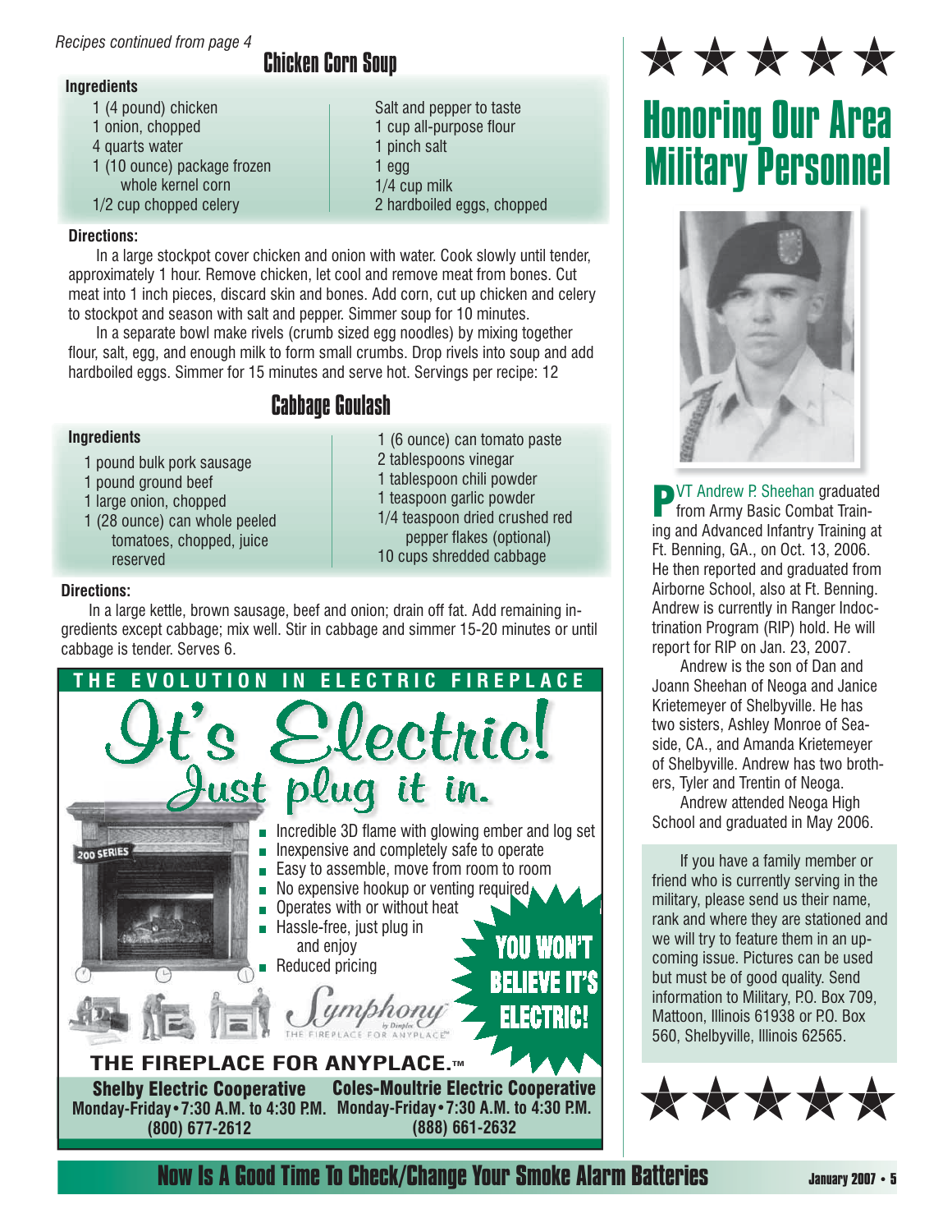*Recipes continued from page 4*

## Chicken Corn Soup

**Ingredients**

- 1 (4 pound) chicken
- 1 onion, chopped
- 4 quarts water
- 1 (10 ounce) package frozen whole kernel corn
- 1/2 cup chopped celery
- Salt and pepper to taste
- 1 cup all-purpose flour
- 1 pinch salt
- 1 egg
- 1/4 cup milk
- 2 hardboiled eggs, chopped

**Directions:**

In a large stockpot cover chicken and onion with water. Cook slowly until tender, approximately 1 hour. Remove chicken, let cool and remove meat from bones. Cut meat into 1 inch pieces, discard skin and bones. Add corn, cut up chicken and celery to stockpot and season with salt and pepper. Simmer soup for 10 minutes.

In a separate bowl make rivels (crumb sized egg noodles) by mixing together flour, salt, egg, and enough milk to form small crumbs. Drop rivels into soup and add hardboiled eggs. Simmer for 15 minutes and serve hot. Servings per recipe: 12

## Cabbage Goulash

**Ingredients**

- 1 pound bulk pork sausage
- 1 pound ground beef
- 1 large onion, chopped
- 1 (28 ounce) can whole peeled tomatoes, chopped, juice reserved
- 1 (6 ounce) can tomato paste
- 2 tablespoons vinegar
- 1 tablespoon chili powder
- 1 teaspoon garlic powder
- 1/4 teaspoon dried crushed red pepper flakes (optional)
- 10 cups shredded cabbage

**Directions:**

In a large kettle, brown sausage, beef and onion; drain off fat. Add remaining ingredients except cabbage; mix well. Stir in cabbage and simmer 15-20 minutes or until cabbage is tender. Serves 6.

**THE EVOLUTION IN ELECTRIC FIREPLACE**

# It's Electric! Just plug it in.

200 SERIES

- Incredible 3D flame with glowing ember and log set
- Inexpensive and completely safe to operate
- Easy to assemble, move from room to room
- No expensive hookup or venting required
- Operates with or without heat
- Hassle-free, just plug in and enjoy
- Reduced pricing

**YOU WON'T BELIEVE IT'S ELECTRIC!**

Symphony by Dimplex — THE FIREPLACE FOR ANYPLACE.

**THE FIREPLACE FOR ANYPLACE.™**

**Shelby Electric Cooperative**
**Monday-Friday • 7:30 A.M. to 4:30 P.M.**
**(800) 677-2612**

**Coles-Moultrie Electric Cooperative**
**Monday-Friday • 7:30 A.M. to 4:30 P.M.**
**(888) 661-2632**

★★★★★

# Honoring Our Area Military Personnel

PVT Andrew P. Sheehan graduated from Army Basic Combat Training and Advanced Infantry Training at Ft. Benning, GA., on Oct. 13, 2006. He then reported and graduated from Airborne School, also at Ft. Benning. Andrew is currently in Ranger Indoctrination Program (RIP) hold. He will report for RIP on Jan. 23, 2007.

Andrew is the son of Dan and Joann Sheehan of Neoga and Janice Krietemeyer of Shelbyville. He has two sisters, Ashley Monroe of Seaside, CA., and Amanda Krietemeyer of Shelbyville. Andrew has two brothers, Tyler and Trentin of Neoga.

Andrew attended Neoga High School and graduated in May 2006.

If you have a family member or friend who is currently serving in the military, please send us their name, rank and where they are stationed and we will try to feature them in an upcoming issue. Pictures can be used but must be of good quality. Send information to Military, P.O. Box 709, Mattoon, Illinois 61938 or P.O. Box 560, Shelbyville, Illinois 62565.

★★★★★

**Now Is A Good Time To Check/Change Your Smoke Alarm Batteries**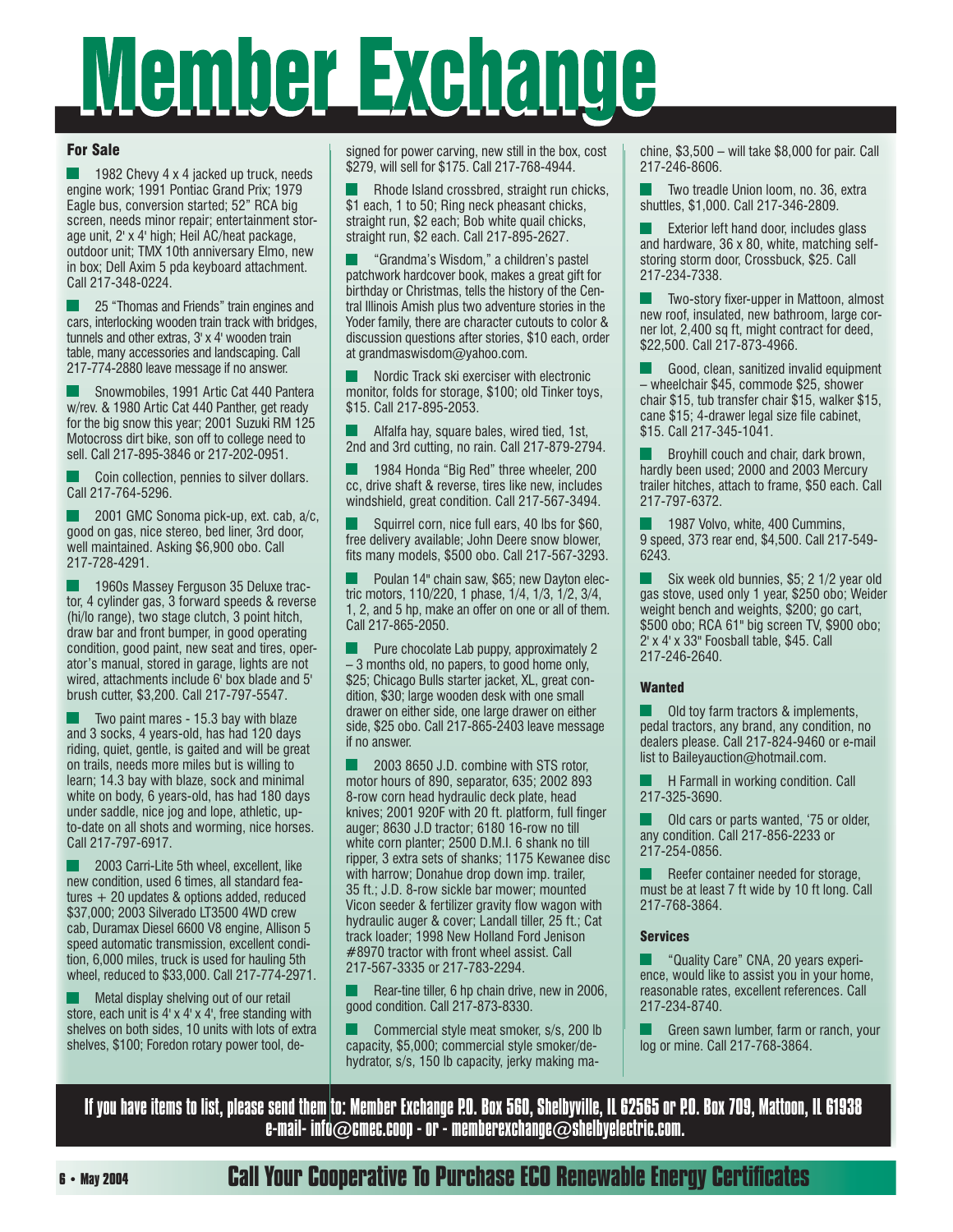# Member Exchange

## For Sale

- 1982 Chevy 4 x 4 jacked up truck, needs engine work; 1991 Pontiac Grand Prix; 1979 Eagle bus, conversion started; 52" RCA big screen, needs minor repair; entertainment storage unit, 2' x 4' high; Heil AC/heat package, outdoor unit; TMX 10th anniversary Elmo, new in box; Dell Axim 5 pda keyboard attachment. Call 217-348-0224.

- 25 "Thomas and Friends" train engines and cars, interlocking wooden train track with bridges, tunnels and other extras, 3' x 4' wooden train table, many accessories and landscaping. Call 217-774-2880 leave message if no answer.

- Snowmobiles, 1991 Artic Cat 440 Pantera w/rev. & 1980 Artic Cat 440 Panther, get ready for the big snow this year; 2001 Suzuki RM 125 Motocross dirt bike, son off to college need to sell. Call 217-895-3846 or 217-202-0951.

- Coin collection, pennies to silver dollars. Call 217-764-5296.

- 2001 GMC Sonoma pick-up, ext. cab, a/c, good on gas, nice stereo, bed liner, 3rd door, well maintained. Asking $6,900 obo. Call 217-728-4291.

- 1960s Massey Ferguson 35 Deluxe tractor, 4 cylinder gas, 3 forward speeds & reverse (hi/lo range), two stage clutch, 3 point hitch, draw bar and front bumper, in good operating condition, good paint, new seat and tires, operator's manual, stored in garage, lights are not wired, attachments include 6' box blade and 5' brush cutter, $3,200. Call 217-797-5547.

- Two paint mares - 15.3 bay with blaze and 3 socks, 4 years-old, has had 120 days riding, quiet, gentle, is gaited and will be great on trails, needs more miles but is willing to learn; 14.3 bay with blaze, sock and minimal white on body, 6 years-old, has had 180 days under saddle, nice jog and lope, athletic, up-to-date on all shots and worming, nice horses. Call 217-797-6917.

- 2003 Carri-Lite 5th wheel, excellent, like new condition, used 6 times, all standard features + 20 updates & options added, reduced $37,000; 2003 Silverado LT3500 4WD crew cab, Duramax Diesel 6600 V8 engine, Allison 5 speed automatic transmission, excellent condition, 6,000 miles, truck is used for hauling 5th wheel, reduced to $33,000. Call 217-774-2971.

- Metal display shelving out of our retail store, each unit is 4' x 4' x 4', free standing with shelves on both sides, 10 units with lots of extra shelves, $100; Foredon rotary power tool, designed for power carving, new still in the box, cost $279, will sell for $175. Call 217-768-4944.

- Rhode Island crossbred, straight run chicks, $1 each, 1 to 50; Ring neck pheasant chicks, straight run, $2 each; Bob white quail chicks, straight run, $2 each. Call 217-895-2627.

- "Grandma's Wisdom," a children's pastel patchwork hardcover book, makes a great gift for birthday or Christmas, tells the history of the Central Illinois Amish plus two adventure stories in the Yoder family, there are character cutouts to color & discussion questions after stories, $10 each, order at grandmaswisdom@yahoo.com.

- Nordic Track ski exerciser with electronic monitor, folds for storage, $100; old Tinker toys, $15. Call 217-895-2053.

- Alfalfa hay, square bales, wired tied, 1st, 2nd and 3rd cutting, no rain. Call 217-879-2794.

- 1984 Honda "Big Red" three wheeler, 200 cc, drive shaft & reverse, tires like new, includes windshield, great condition. Call 217-567-3494.

- Squirrel corn, nice full ears, 40 lbs for $60, free delivery available; John Deere snow blower, fits many models, $500 obo. Call 217-567-3293.

- Poulan 14" chain saw, $65; new Dayton electric motors, 110/220, 1 phase, 1/4, 1/3, 1/2, 3/4, 1, 2, and 5 hp, make an offer on one or all of them. Call 217-865-2050.

- Pure chocolate Lab puppy, approximately 2 – 3 months old, no papers, to good home only, $25; Chicago Bulls starter jacket, XL, great condition, $30; large wooden desk with one small drawer on either side, one large drawer on either side, $25 obo. Call 217-865-2403 leave message if no answer.

- 2003 8650 J.D. combine with STS rotor, motor hours of 890, separator, 635; 2002 893 8-row corn head hydraulic deck plate, head knives; 2001 920F with 20 ft. platform, full finger auger; 8630 J.D tractor; 6180 16-row no till white corn planter; 2500 D.M.I. 6 shank no till ripper, 3 extra sets of shanks; 1175 Kewanee disc with harrow; Donahue drop down imp. trailer, 35 ft.; J.D. 8-row sickle bar mower; mounted Vicon seeder & fertilizer gravity flow wagon with hydraulic auger & cover; Landall tiller, 25 ft.; Cat track loader; 1998 New Holland Ford Jenison #8970 tractor with front wheel assist. Call 217-567-3335 or 217-783-2294.

- Rear-tine tiller, 6 hp chain drive, new in 2006, good condition. Call 217-873-8330.

- Commercial style meat smoker, s/s, 200 lb capacity, $5,000; commercial style smoker/dehydrator, s/s, 150 lb capacity, jerky making machine, $3,500 – will take $8,000 for pair. Call 217-246-8606.

- Two treadle Union loom, no. 36, extra shuttles, $1,000. Call 217-346-2809.

- Exterior left hand door, includes glass and hardware, 36 x 80, white, matching self-storing storm door, Crossbuck, $25. Call 217-234-7338.

- Two-story fixer-upper in Mattoon, almost new roof, insulated, new bathroom, large corner lot, 2,400 sq ft, might contract for deed, $22,500. Call 217-873-4966.

- Good, clean, sanitized invalid equipment – wheelchair $45, commode $25, shower chair $15, tub transfer chair $15, walker $15, cane $15; 4-drawer legal size file cabinet, $15. Call 217-345-1041.

- Broyhill couch and chair, dark brown, hardly been used; 2000 and 2003 Mercury trailer hitches, attach to frame, $50 each. Call 217-797-6372.

- 1987 Volvo, white, 400 Cummins, 9 speed, 373 rear end, $4,500. Call 217-549-6243.

- Six week old bunnies, $5; 2 1/2 year old gas stove, used only 1 year, $250 obo; Weider weight bench and weights, $200; go cart, $500 obo; RCA 61" big screen TV, $900 obo; 2' x 4' x 33" Foosball table, $45. Call 217-246-2640.

## Wanted

- Old toy farm tractors & implements, pedal tractors, any brand, any condition, no dealers please. Call 217-824-9460 or e-mail list to Baileyauction@hotmail.com.

- H Farmall in working condition. Call 217-325-3690.

- Old cars or parts wanted, '75 or older, any condition. Call 217-856-2233 or 217-254-0856.

- Reefer container needed for storage, must be at least 7 ft wide by 10 ft long. Call 217-768-3864.

## Services

- "Quality Care" CNA, 20 years experience, would like to assist you in your home, reasonable rates, excellent references. Call 217-234-8740.

- Green sawn lumber, farm or ranch, your log or mine. Call 217-768-3864.

**If you have items to list, please send them to: Member Exchange P.O. Box 560, Shelbyville, IL 62565 or P.O. Box 709, Mattoon, IL 61938 e-mail- info@cmec.coop - or - memberexchange@shelbyelectric.com.**

**Call Your Cooperative To Purchase ECO Renewable Energy Certificates**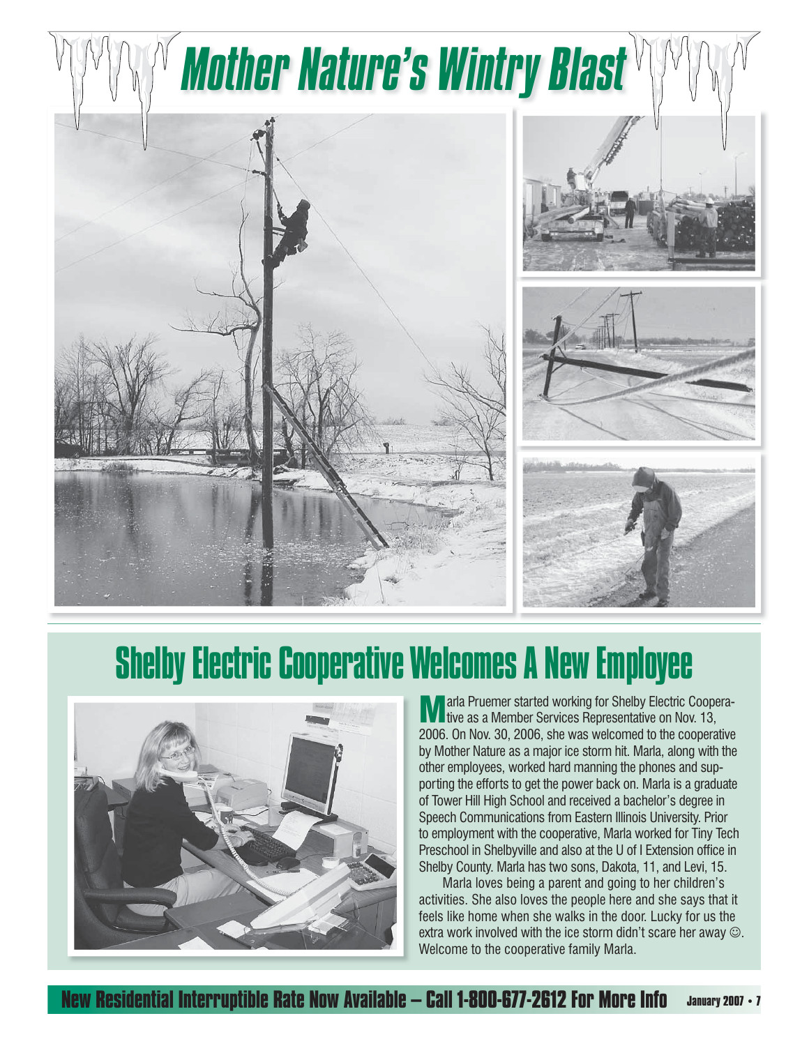# Mother Nature's Wintry Blast

# Shelby Electric Cooperative Welcomes A New Employee

Marla Pruemer started working for Shelby Electric Cooperative as a Member Services Representative on Nov. 13, 2006. On Nov. 30, 2006, she was welcomed to the cooperative by Mother Nature as a major ice storm hit. Marla, along with the other employees, worked hard manning the phones and supporting the efforts to get the power back on. Marla is a graduate of Tower Hill High School and received a bachelor's degree in Speech Communications from Eastern Illinois University. Prior to employment with the cooperative, Marla worked for Tiny Tech Preschool in Shelbyville and also at the U of I Extension office in Shelby County. Marla has two sons, Dakota, 11, and Levi, 15.

Marla loves being a parent and going to her children's activities. She also loves the people here and she says that it feels like home when she walks in the door. Lucky for us the extra work involved with the ice storm didn't scare her away ☺. Welcome to the cooperative family Marla.

**New Residential Interruptible Rate Now Available – Call 1-800-677-2612 For More Info**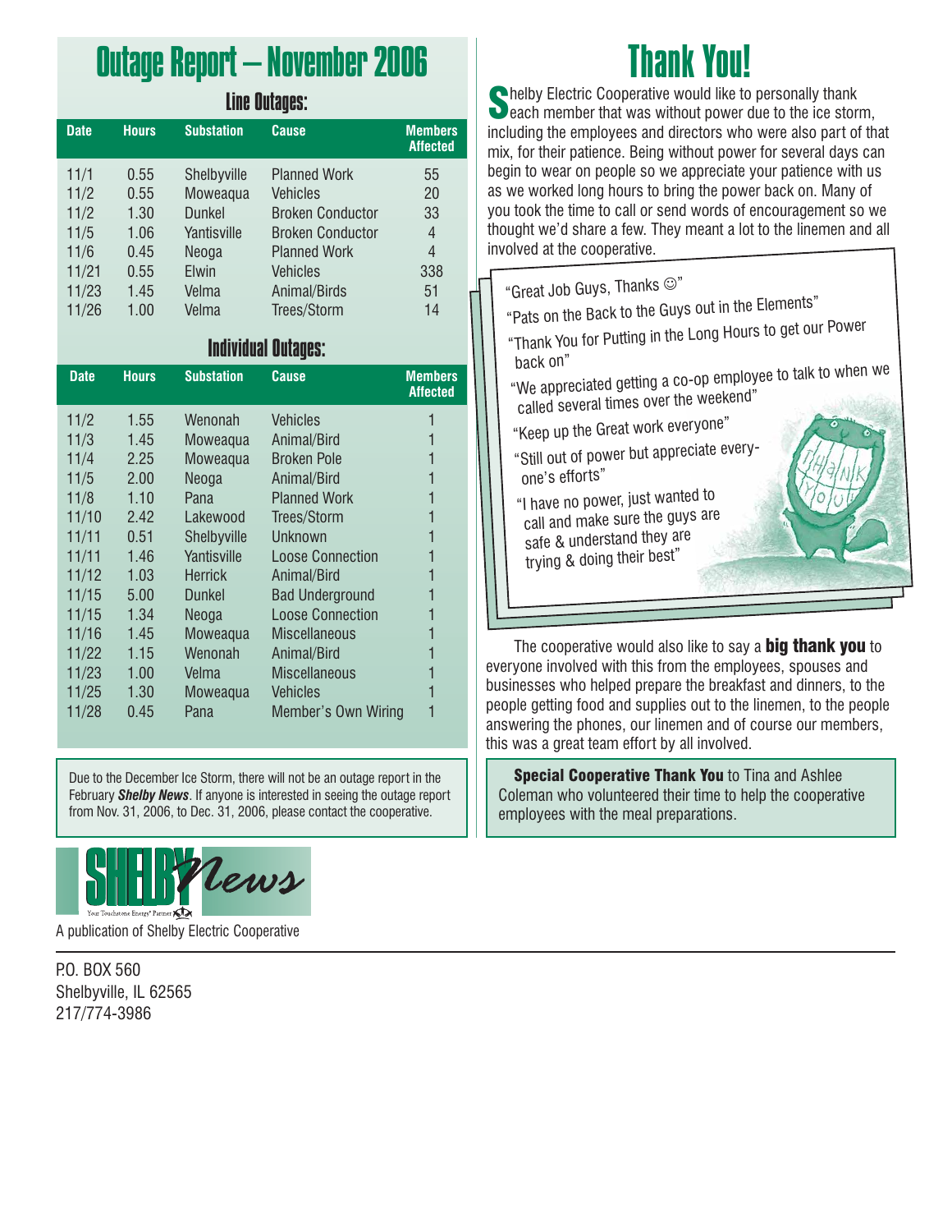# Outage Report – November 2006

## Line Outages:

| Date | Hours | Substation | Cause | Members Affected |
|---|---|---|---|---|
| 11/1 | 0.55 | Shelbyville | Planned Work | 55 |
| 11/2 | 0.55 | Moweaqua | Vehicles | 20 |
| 11/2 | 1.30 | Dunkel | Broken Conductor | 33 |
| 11/5 | 1.06 | Yantisville | Broken Conductor | 4 |
| 11/6 | 0.45 | Neoga | Planned Work | 4 |
| 11/21 | 0.55 | Elwin | Vehicles | 338 |
| 11/23 | 1.45 | Velma | Animal/Birds | 51 |
| 11/26 | 1.00 | Velma | Trees/Storm | 14 |

## Individual Outages:

| Date | Hours | Substation | Cause | Members Affected |
|---|---|---|---|---|
| 11/2 | 1.55 | Wenonah | Vehicles | 1 |
| 11/3 | 1.45 | Moweaqua | Animal/Bird | 1 |
| 11/4 | 2.25 | Moweaqua | Broken Pole | 1 |
| 11/5 | 2.00 | Neoga | Animal/Bird | 1 |
| 11/8 | 1.10 | Pana | Planned Work | 1 |
| 11/10 | 2.42 | Lakewood | Trees/Storm | 1 |
| 11/11 | 0.51 | Shelbyville | Unknown | 1 |
| 11/11 | 1.46 | Yantisville | Loose Connection | 1 |
| 11/12 | 1.03 | Herrick | Animal/Bird | 1 |
| 11/15 | 5.00 | Dunkel | Bad Underground | 1 |
| 11/15 | 1.34 | Neoga | Loose Connection | 1 |
| 11/16 | 1.45 | Moweaqua | Miscellaneous | 1 |
| 11/22 | 1.15 | Wenonah | Animal/Bird | 1 |
| 11/23 | 1.00 | Velma | Miscellaneous | 1 |
| 11/25 | 1.30 | Moweaqua | Vehicles | 1 |
| 11/28 | 0.45 | Pana | Member's Own Wiring | 1 |

Due to the December Ice Storm, there will not be an outage report in the February ***Shelby News***. If anyone is interested in seeing the outage report from Nov. 31, 2006, to Dec. 31, 2006, please contact the cooperative.

# Thank You!

Shelby Electric Cooperative would like to personally thank each member that was without power due to the ice storm, including the employees and directors who were also part of that mix, for their patience. Being without power for several days can begin to wear on people so we appreciate your patience with us as we worked long hours to bring the power back on. Many of you took the time to call or send words of encouragement so we thought we'd share a few. They meant a lot to the linemen and all involved at the cooperative.

"Great Job Guys, Thanks ☺"

"Pats on the Back to the Guys out in the Elements"

"Thank You for Putting in the Long Hours to get our Power back on"

"We appreciated getting a co-op employee to talk to when we called several times over the weekend"

"Keep up the Great work everyone"

"Still out of power but appreciate everyone's efforts"

"I have no power, just wanted to call and make sure the guys are safe & understand they are trying & doing their best"

The cooperative would also like to say a **big thank you** to everyone involved with this from the employees, spouses and businesses who helped prepare the breakfast and dinners, to the people getting food and supplies out to the linemen, to the people answering the phones, our linemen and of course our members, this was a great team effort by all involved.

**Special Cooperative Thank You** to Tina and Ashlee Coleman who volunteered their time to help the cooperative employees with the meal preparations.

SHELBY News

Your Touchstone Energy® Partner

A publication of Shelby Electric Cooperative

P.O. BOX 560
Shelbyville, IL 62565
217/774-3986